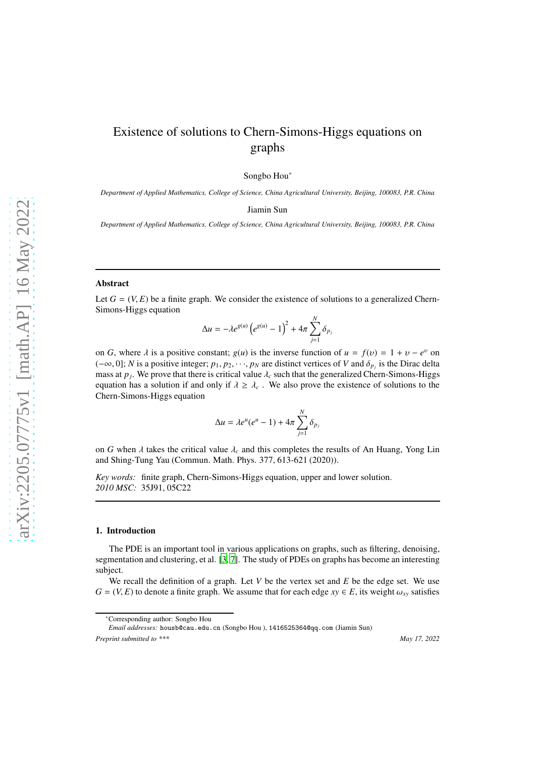# Existence of solutions to Chern-Simons-Higgs equations on graphs

Songbo Hou*

*Department of Applied Mathematics, College of Science, China Agricultural University, Beijing, 100083, P.R. China*

Jiamin Sun

*Department of Applied Mathematics, College of Science, China Agricultural University, Beijing, 100083, P.R. China*

---

## Abstract

Let $G = (V, E)$ be a finite graph. We consider the existence of solutions to a generalized Chern-Simons-Higgs equation

$$\Delta u = -\lambda e^{g(u)} \left(e^{g(u)} - 1\right)^2 + 4\pi \sum_{j=1}^{N} \delta_{p_j}$$

on $G$, where $\lambda$ is a positive constant; $g(u)$ is the inverse function of $u = f(\upsilon) = 1 + \upsilon - e^{\upsilon}$ on $(-\infty, 0]$; $N$ is a positive integer; $p_1, p_2, \cdots, p_N$ are distinct vertices of $V$ and $\delta_{p_j}$ is the Dirac delta mass at $p_j$. We prove that there is critical value $\lambda_c$ such that the generalized Chern-Simons-Higgs equation has a solution if and only if $\lambda \geq \lambda_c$ . We also prove the existence of solutions to the Chern-Simons-Higgs equation

$$\Delta u = \lambda e^u(e^u - 1) + 4\pi \sum_{j=1}^{N} \delta_{p_j}$$

on $G$ when $\lambda$ takes the critical value $\lambda_c$ and this completes the results of An Huang, Yong Lin and Shing-Tung Yau (Commun. Math. Phys. 377, 613-621 (2020)).

*Key words:* finite graph, Chern-Simons-Higgs equation, upper and lower solution.
*2010 MSC:* 35J91, 05C22

---

## 1. Introduction

The PDE is an important tool in various applications on graphs, such as filtering, denoising, segmentation and clustering, et al. [3, 7]. The study of PDEs on graphs has become an interesting subject.

We recall the definition of a graph. Let $V$ be the vertex set and $E$ be the edge set. We use $G = (V, E)$ to denote a finite graph. We assume that for each edge $xy \in E$, its weight $\omega_{xy}$ satisfies

---

*Corresponding author: Songbo Hou

*Email addresses:* housb@cau.edu.cn (Songbo Hou ), 1416525364@qq.com (Jiamin Sun)

*Preprint submitted to \*\*\** May 17, 2022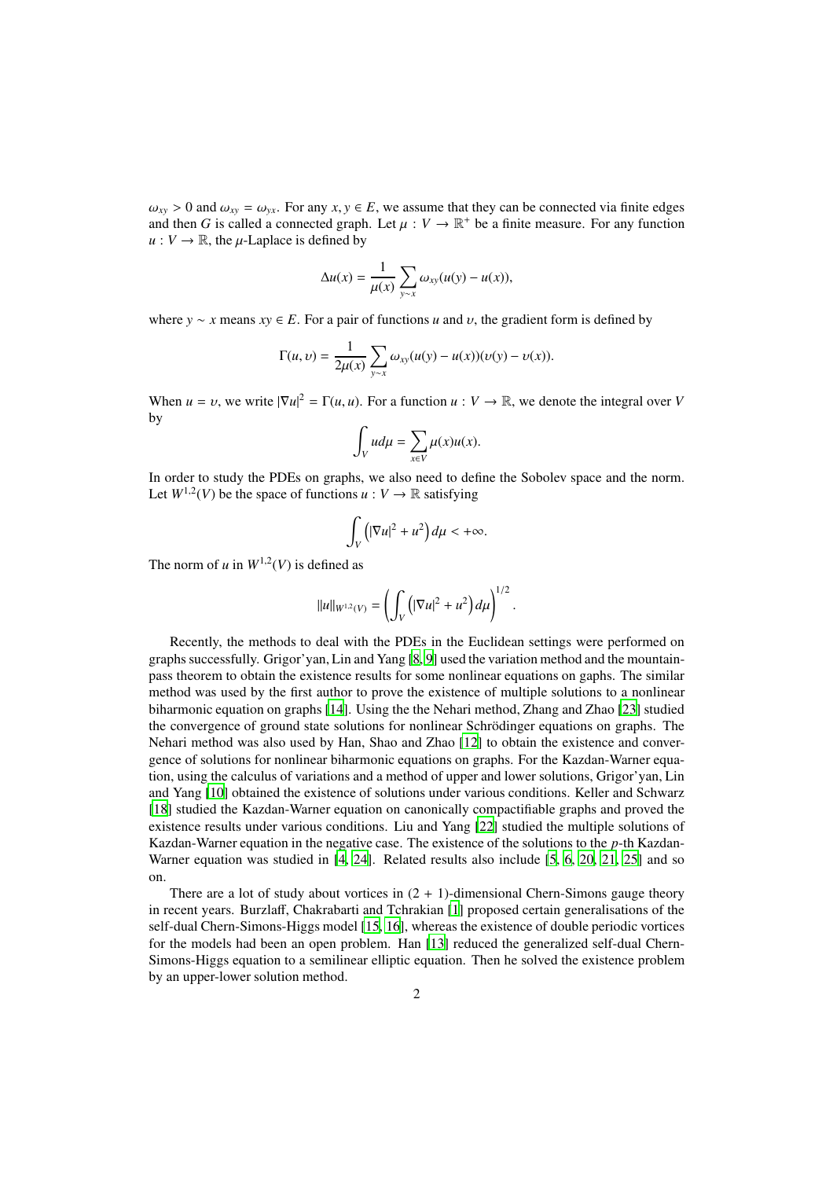$\omega_{xy} > 0$ and $\omega_{xy} = \omega_{yx}$. For any $x, y \in E$, we assume that they can be connected via finite edges and then $G$ is called a connected graph. Let $\mu : V \to \mathbb{R}^+$ be a finite measure. For any function $u : V \to \mathbb{R}$, the $\mu$-Laplace is defined by

$$\Delta u(x) = \frac{1}{\mu(x)} \sum_{y \sim x} \omega_{xy}(u(y) - u(x)),$$

where $y \sim x$ means $xy \in E$. For a pair of functions $u$ and $\upsilon$, the gradient form is defined by

$$\Gamma(u, \upsilon) = \frac{1}{2\mu(x)} \sum_{y \sim x} \omega_{xy}(u(y) - u(x))(\upsilon(y) - \upsilon(x)).$$

When $u = \upsilon$, we write $|\nabla u|^2 = \Gamma(u, u)$. For a function $u : V \to \mathbb{R}$, we denote the integral over $V$ by

$$\int_V u d\mu = \sum_{x \in V} \mu(x) u(x).$$

In order to study the PDEs on graphs, we also need to define the Sobolev space and the norm. Let $W^{1,2}(V)$ be the space of functions $u : V \to \mathbb{R}$ satisfying

$$\int_V \left( |\nabla u|^2 + u^2 \right) d\mu < +\infty.$$

The norm of $u$ in $W^{1,2}(V)$ is defined as

$$\|u\|_{W^{1,2}(V)} = \left( \int_V \left( |\nabla u|^2 + u^2 \right) d\mu \right)^{1/2}.$$

Recently, the methods to deal with the PDEs in the Euclidean settings were performed on graphs successfully. Grigor'yan, Lin and Yang [8, 9] used the variation method and the mountain-pass theorem to obtain the existence results for some nonlinear equations on gaphs. The similar method was used by the first author to prove the existence of multiple solutions to a nonlinear biharmonic equation on graphs [14]. Using the the Nehari method, Zhang and Zhao [23] studied the convergence of ground state solutions for nonlinear Schrödinger equations on graphs. The Nehari method was also used by Han, Shao and Zhao [12] to obtain the existence and convergence of solutions for nonlinear biharmonic equations on graphs. For the Kazdan-Warner equation, using the calculus of variations and a method of upper and lower solutions, Grigor'yan, Lin and Yang [10] obtained the existence of solutions under various conditions. Keller and Schwarz [18] studied the Kazdan-Warner equation on canonically compactifiable graphs and proved the existence results under various conditions. Liu and Yang [22] studied the multiple solutions of Kazdan-Warner equation in the negative case. The existence of the solutions to the $p$-th Kazdan-Warner equation was studied in [4, 24]. Related results also include [5, 6, 20, 21, 25] and so on.

There are a lot of study about vortices in $(2 + 1)$-dimensional Chern-Simons gauge theory in recent years. Burzlaff, Chakrabarti and Tchrakian [1] proposed certain generalisations of the self-dual Chern-Simons-Higgs model [15, 16], whereas the existence of double periodic vortices for the models had been an open problem. Han [13] reduced the generalized self-dual Chern-Simons-Higgs equation to a semilinear elliptic equation. Then he solved the existence problem by an upper-lower solution method.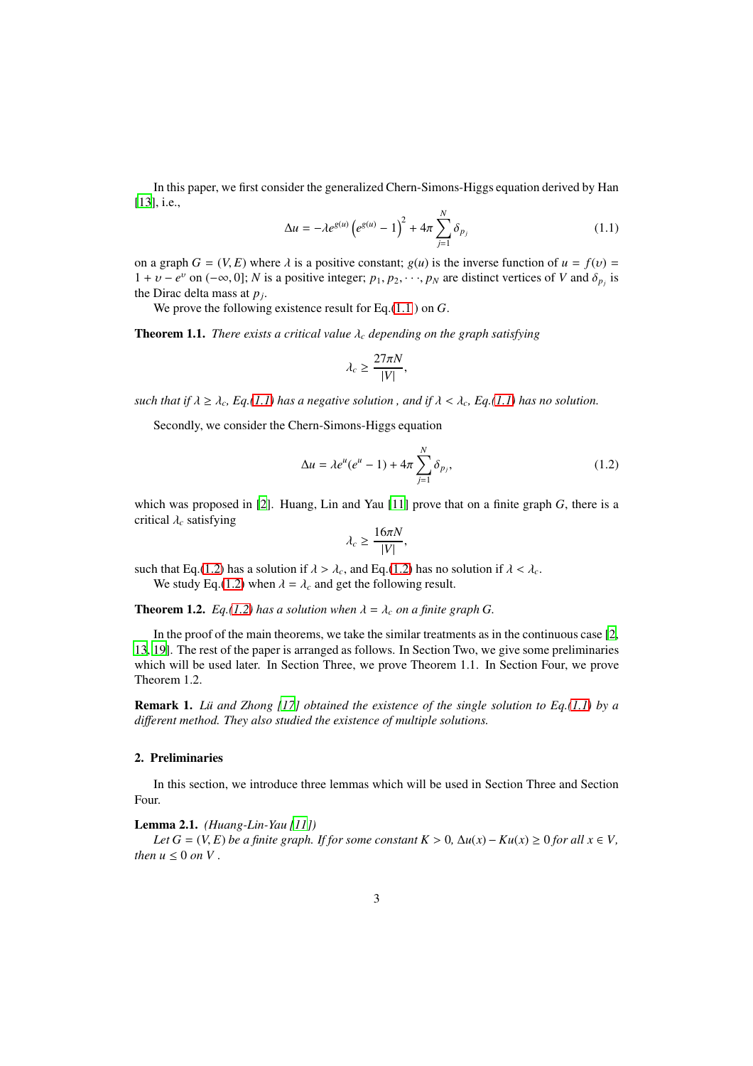In this paper, we first consider the generalized Chern-Simons-Higgs equation derived by Han [13], i.e.,

$$\Delta u = -\lambda e^{g(u)}\left(e^{g(u)} - 1\right)^2 + 4\pi \sum_{j=1}^{N} \delta_{p_j} \tag{1.1}$$

on a graph $G = (V, E)$ where $\lambda$ is a positive constant; $g(u)$ is the inverse function of $u = f(\upsilon) = 1 + \upsilon - e^{\upsilon}$ on $(-\infty, 0]$; $N$ is a positive integer; $p_1, p_2, \cdots, p_N$ are distinct vertices of $V$ and $\delta_{p_j}$ is the Dirac delta mass at $p_j$.

We prove the following existence result for Eq.(1.1 ) on $G$.

**Theorem 1.1.** *There exists a critical value $\lambda_c$ depending on the graph satisfying*

$$\lambda_c \geq \frac{27\pi N}{|V|},$$

*such that if $\lambda \geq \lambda_c$, Eq.(1.1) has a negative solution , and if $\lambda < \lambda_c$, Eq.(1.1) has no solution.*

Secondly, we consider the Chern-Simons-Higgs equation

$$\Delta u = \lambda e^{u}(e^{u} - 1) + 4\pi \sum_{j=1}^{N} \delta_{p_j}, \tag{1.2}$$

which was proposed in [2]. Huang, Lin and Yau [11] prove that on a finite graph $G$, there is a critical $\lambda_c$ satisfying

$$\lambda_c \geq \frac{16\pi N}{|V|},$$

such that Eq.(1.2) has a solution if $\lambda > \lambda_c$, and Eq.(1.2) has no solution if $\lambda < \lambda_c$.

We study Eq.(1.2) when $\lambda = \lambda_c$ and get the following result.

**Theorem 1.2.** *Eq.(1.2) has a solution when $\lambda = \lambda_c$ on a finite graph $G$.*

In the proof of the main theorems, we take the similar treatments as in the continuous case [2, 13, 19]. The rest of the paper is arranged as follows. In Section Two, we give some preliminaries which will be used later. In Section Three, we prove Theorem 1.1. In Section Four, we prove Theorem 1.2.

**Remark 1.** *Lü and Zhong [17] obtained the existence of the single solution to Eq.(1.1) by a different method. They also studied the existence of multiple solutions.*

## 2. Preliminaries

In this section, we introduce three lemmas which will be used in Section Three and Section Four.

**Lemma 2.1.** *(Huang-Lin-Yau [11])*

*Let $G = (V, E)$ be a finite graph. If for some constant $K > 0$, $\Delta u(x) - Ku(x) \geq 0$ for all $x \in V$, then $u \leq 0$ on $V$ .*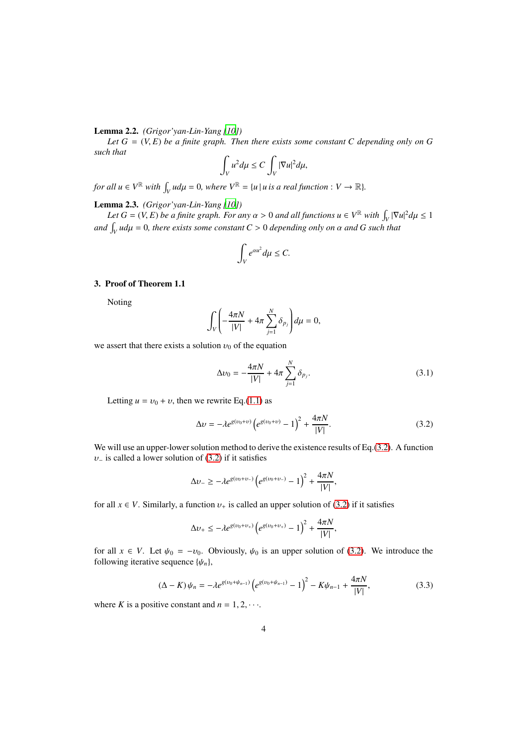**Lemma 2.2.** *(Grigor'yan-Lin-Yang [10]) Let $G = (V, E)$ be a finite graph. Then there exists some constant $C$ depending only on $G$ such that*

$$\int_V u^2 d\mu \leq C \int_V |\nabla u|^2 d\mu,$$

*for all $u \in V^{\mathbb{R}}$ with $\int_V u d\mu = 0$, where $V^{\mathbb{R}} = \{u \,|\, u \text{ is a real function} : V \to \mathbb{R}\}$.*

**Lemma 2.3.** *(Grigor'yan-Lin-Yang [10]) Let $G = (V, E)$ be a finite graph. For any $\alpha > 0$ and all functions $u \in V^{\mathbb{R}}$ with $\int_V |\nabla u|^2 d\mu \leq 1$ and $\int_V u d\mu = 0$, there exists some constant $C > 0$ depending only on $\alpha$ and $G$ such that*

$$\int_V e^{\alpha u^2} d\mu \leq C.$$

## 3. Proof of Theorem 1.1

Noting

$$\int_V \left( -\frac{4\pi N}{|V|} + 4\pi \sum_{j=1}^{N} \delta_{p_j} \right) d\mu = 0,$$

we assert that there exists a solution $\upsilon_0$ of the equation

$$\Delta \upsilon_0 = -\frac{4\pi N}{|V|} + 4\pi \sum_{j=1}^{N} \delta_{p_j}. \tag{3.1}$$

Letting $u = \upsilon_0 + \upsilon$, then we rewrite Eq.(1.1) as

$$\Delta \upsilon = -\lambda e^{g(\upsilon_0+\upsilon)} \left( e^{g(\upsilon_0+\upsilon)} - 1 \right)^2 + \frac{4\pi N}{|V|}. \tag{3.2}$$

We will use an upper-lower solution method to derive the existence results of Eq.(3.2). A function $\upsilon_-$ is called a lower solution of (3.2) if it satisfies

$$\Delta \upsilon_- \geq -\lambda e^{g(\upsilon_0+\upsilon_-)} \left( e^{g(\upsilon_0+\upsilon_-)} - 1 \right)^2 + \frac{4\pi N}{|V|},$$

for all $x \in V$. Similarly, a function $\upsilon_+$ is called an upper solution of (3.2) if it satisfies

$$\Delta \upsilon_+ \leq -\lambda e^{g(\upsilon_0+\upsilon_+)} \left( e^{g(\upsilon_0+\upsilon_+)} - 1 \right)^2 + \frac{4\pi N}{|V|},$$

for all $x \in V$. Let $\psi_0 = -\upsilon_0$. Obviously, $\psi_0$ is an upper solution of (3.2). We introduce the following iterative sequence $\{\psi_n\}$,

$$(\Delta - K)\psi_n = -\lambda e^{g(\upsilon_0+\psi_{n-1})} \left( e^{g(\upsilon_0+\psi_{n-1})} - 1 \right)^2 - K\psi_{n-1} + \frac{4\pi N}{|V|}, \tag{3.3}$$

where $K$ is a positive constant and $n = 1, 2, \cdots$.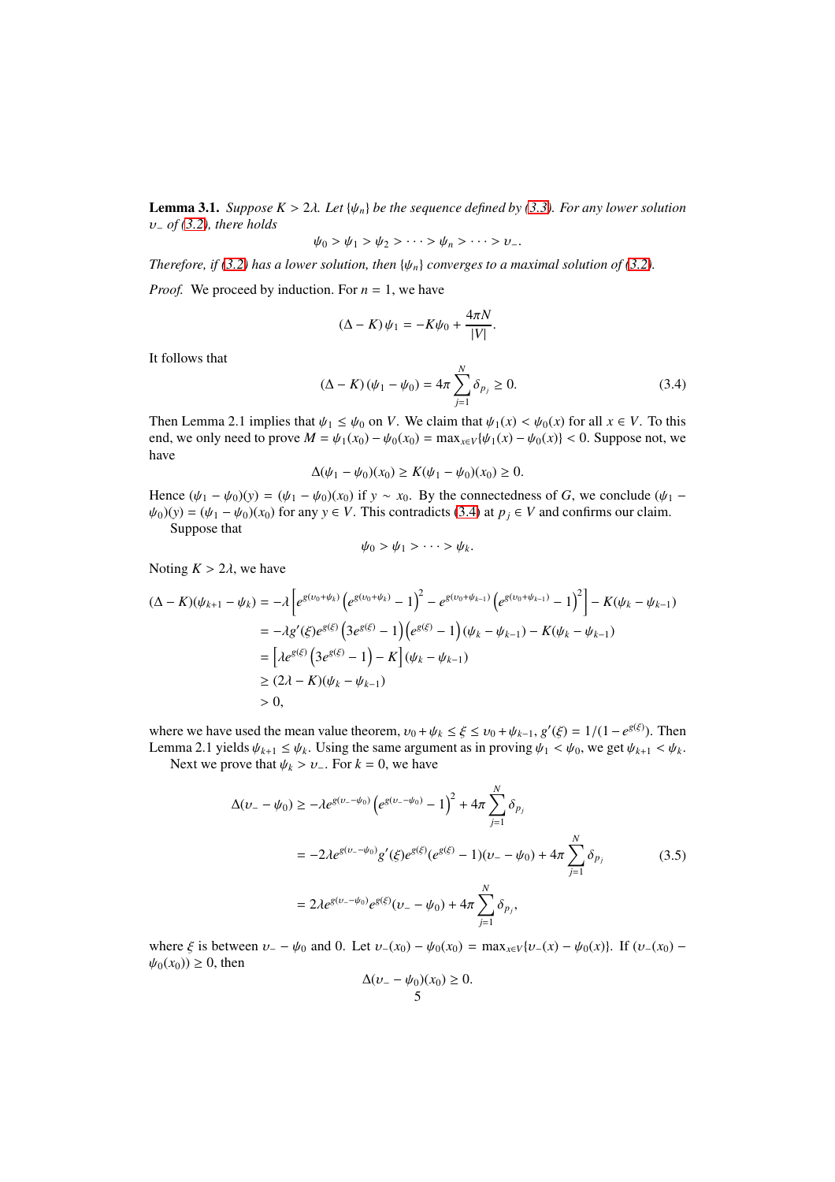**Lemma 3.1.** *Suppose $K > 2\lambda$. Let $\{\psi_n\}$ be the sequence defined by (3.3). For any lower solution $\upsilon_-$ of (3.2), there holds*

$$\psi_0 > \psi_1 > \psi_2 > \cdots > \psi_n > \cdots > \upsilon_-.$$

*Therefore, if (3.2) has a lower solution, then $\{\psi_n\}$ converges to a maximal solution of (3.2).*

*Proof.* We proceed by induction. For $n = 1$, we have

$$(\Delta - K)\,\psi_1 = -K\psi_0 + \frac{4\pi N}{|V|}.$$

It follows that

$$(\Delta - K)\,(\psi_1 - \psi_0) = 4\pi \sum_{j=1}^{N} \delta_{p_j} \geq 0. \tag{3.4}$$

Then Lemma 2.1 implies that $\psi_1 \leq \psi_0$ on $V$. We claim that $\psi_1(x) < \psi_0(x)$ for all $x \in V$. To this end, we only need to prove $M = \psi_1(x_0) - \psi_0(x_0) = \max_{x \in V}\{\psi_1(x) - \psi_0(x)\} < 0$. Suppose not, we have

$$\Delta(\psi_1 - \psi_0)(x_0) \geq K(\psi_1 - \psi_0)(x_0) \geq 0.$$

Hence $(\psi_1 - \psi_0)(y) = (\psi_1 - \psi_0)(x_0)$ if $y \sim x_0$. By the connectedness of $G$, we conclude $(\psi_1 - \psi_0)(y) = (\psi_1 - \psi_0)(x_0)$ for any $y \in V$. This contradicts (3.4) at $p_j \in V$ and confirms our claim.

Suppose that

$$\psi_0 > \psi_1 > \cdots > \psi_k.$$

Noting $K > 2\lambda$, we have

$$\begin{aligned}
(\Delta - K)(\psi_{k+1} - \psi_k) &= -\lambda\left[e^{g(\upsilon_0+\psi_k)}\left(e^{g(\upsilon_0+\psi_k)} - 1\right)^2 - e^{g(\upsilon_0+\psi_{k-1})}\left(e^{g(\upsilon_0+\psi_{k-1})} - 1\right)^2\right] - K(\psi_k - \psi_{k-1}) \\
&= -\lambda g'(\xi) e^{g(\xi)}\left(3e^{g(\xi)} - 1\right)\left(e^{g(\xi)} - 1\right)(\psi_k - \psi_{k-1}) - K(\psi_k - \psi_{k-1}) \\
&= \left[\lambda e^{g(\xi)}\left(3e^{g(\xi)} - 1\right) - K\right](\psi_k - \psi_{k-1}) \\
&\geq (2\lambda - K)(\psi_k - \psi_{k-1}) \\
&> 0,
\end{aligned}$$

where we have used the mean value theorem, $\upsilon_0 + \psi_k \leq \xi \leq \upsilon_0 + \psi_{k-1}$, $g'(\xi) = 1/(1 - e^{g(\xi)})$. Then Lemma 2.1 yields $\psi_{k+1} \leq \psi_k$. Using the same argument as in proving $\psi_1 < \psi_0$, we get $\psi_{k+1} < \psi_k$.

Next we prove that $\psi_k > \upsilon_-$. For $k = 0$, we have

$$\begin{aligned}
\Delta(\upsilon_- - \psi_0) &\geq -\lambda e^{g(\upsilon_- - \psi_0)}\left(e^{g(\upsilon_- - \psi_0)} - 1\right)^2 + 4\pi \sum_{j=1}^{N} \delta_{p_j} \\
&= -2\lambda e^{g(\upsilon_- - \psi_0)} g'(\xi) e^{g(\xi)} (e^{g(\xi)} - 1)(\upsilon_- - \psi_0) + 4\pi \sum_{j=1}^{N} \delta_{p_j} \\
&= 2\lambda e^{g(\upsilon_- - \psi_0)} e^{g(\xi)} (\upsilon_- - \psi_0) + 4\pi \sum_{j=1}^{N} \delta_{p_j},
\end{aligned} \tag{3.5}$$

where $\xi$ is between $\upsilon_- - \psi_0$ and 0. Let $\upsilon_-(x_0) - \psi_0(x_0) = \max_{x \in V}\{\upsilon_-(x) - \psi_0(x)\}$. If $(\upsilon_-(x_0) - \psi_0(x_0)) \geq 0$, then

$$\Delta(\upsilon_- - \psi_0)(x_0) \geq 0.$$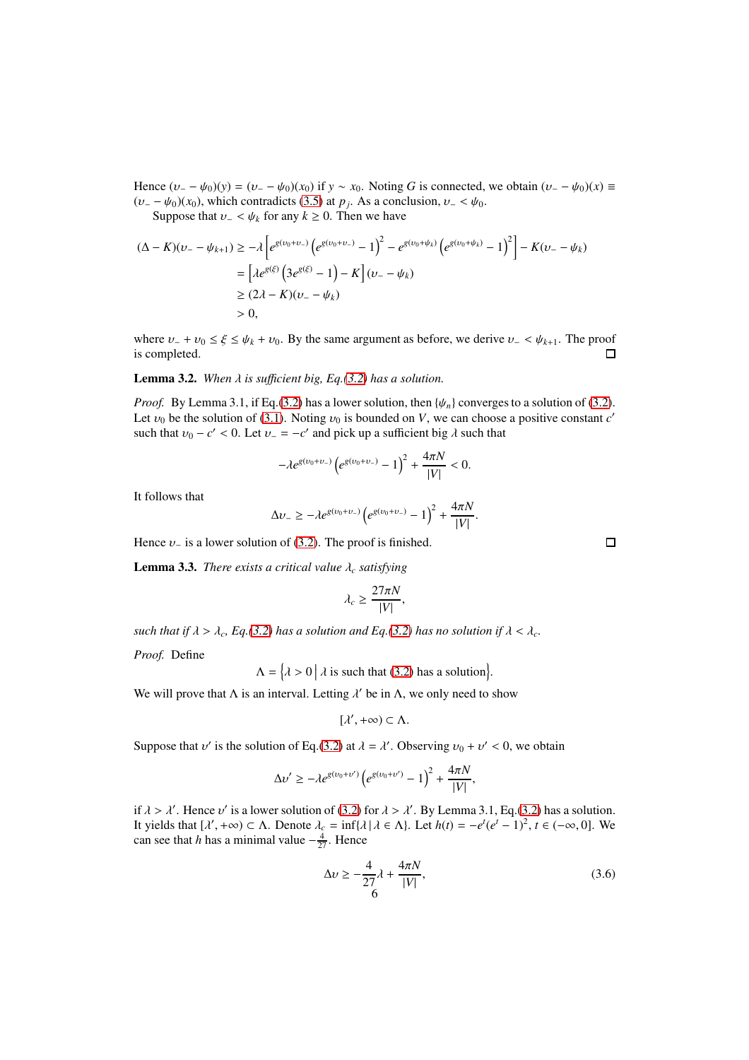Hence $(\upsilon_- - \psi_0)(y) = (\upsilon_- - \psi_0)(x_0)$ if $y \sim x_0$. Noting $G$ is connected, we obtain $(\upsilon_- - \psi_0)(x) \equiv (\upsilon_- - \psi_0)(x_0)$, which contradicts (3.5) at $p_j$. As a conclusion, $\upsilon_- < \psi_0$.

Suppose that $\upsilon_- < \psi_k$ for any $k \geq 0$. Then we have

$$
\begin{aligned}
(\Delta - K)(\upsilon_- - \psi_{k+1}) &\geq -\lambda\left[e^{g(\upsilon_0+\upsilon_-)}\left(e^{g(\upsilon_0+\upsilon_-)} - 1\right)^2 - e^{g(\upsilon_0+\psi_k)}\left(e^{g(\upsilon_0+\psi_k)} - 1\right)^2\right] - K(\upsilon_- - \psi_k) \\
&= \left[\lambda e^{g(\xi)}\left(3e^{g(\xi)} - 1\right) - K\right](\upsilon_- - \psi_k) \\
&\geq (2\lambda - K)(\upsilon_- - \psi_k) \\
&> 0,
\end{aligned}
$$

where $\upsilon_- + \upsilon_0 \leq \xi \leq \psi_k + \upsilon_0$. By the same argument as before, we derive $\upsilon_- < \psi_{k+1}$. The proof is completed. □

**Lemma 3.2.** *When $\lambda$ is sufficient big, Eq.(3.2) has a solution.*

*Proof.* By Lemma 3.1, if Eq.(3.2) has a lower solution, then $\{\psi_n\}$ converges to a solution of (3.2). Let $\upsilon_0$ be the solution of (3.1). Noting $\upsilon_0$ is bounded on $V$, we can choose a positive constant $c'$ such that $\upsilon_0 - c' < 0$. Let $\upsilon_- = -c'$ and pick up a sufficient big $\lambda$ such that

$$
-\lambda e^{g(\upsilon_0+\upsilon_-)}\left(e^{g(\upsilon_0+\upsilon_-)} - 1\right)^2 + \frac{4\pi N}{|V|} < 0.
$$

It follows that

$$
\Delta\upsilon_- \geq -\lambda e^{g(\upsilon_0+\upsilon_-)}\left(e^{g(\upsilon_0+\upsilon_-)} - 1\right)^2 + \frac{4\pi N}{|V|}.
$$

Hence $\upsilon_-$ is a lower solution of (3.2). The proof is finished. □

**Lemma 3.3.** *There exists a critical value $\lambda_c$ satisfying*

$$
\lambda_c \geq \frac{27\pi N}{|V|},
$$

*such that if $\lambda > \lambda_c$, Eq.(3.2) has a solution and Eq.(3.2) has no solution if $\lambda < \lambda_c$.*

*Proof.* Define

$$
\Lambda = \left\{\lambda > 0 \,\middle|\, \lambda \text{ is such that (3.2) has a solution}\right\}.
$$

We will prove that $\Lambda$ is an interval. Letting $\lambda'$ be in $\Lambda$, we only need to show

$$
[\lambda', +\infty) \subset \Lambda.
$$

Suppose that $\upsilon'$ is the solution of Eq.(3.2) at $\lambda = \lambda'$. Observing $\upsilon_0 + \upsilon' < 0$, we obtain

$$
\Delta\upsilon' \geq -\lambda e^{g(\upsilon_0+\upsilon')}\left(e^{g(\upsilon_0+\upsilon')} - 1\right)^2 + \frac{4\pi N}{|V|},
$$

if $\lambda > \lambda'$. Hence $\upsilon'$ is a lower solution of (3.2) for $\lambda > \lambda'$. By Lemma 3.1, Eq.(3.2) has a solution. It yields that $[\lambda', +\infty) \subset \Lambda$. Denote $\lambda_c = \inf\{\lambda \,|\, \lambda \in \Lambda\}$. Let $h(t) = -e^t(e^t - 1)^2$, $t \in (-\infty, 0]$. We can see that $h$ has a minimal value $-\frac{4}{27}$. Hence

$$
\Delta\upsilon \geq -\frac{4}{27}\lambda + \frac{4\pi N}{|V|}, \tag{3.6}
$$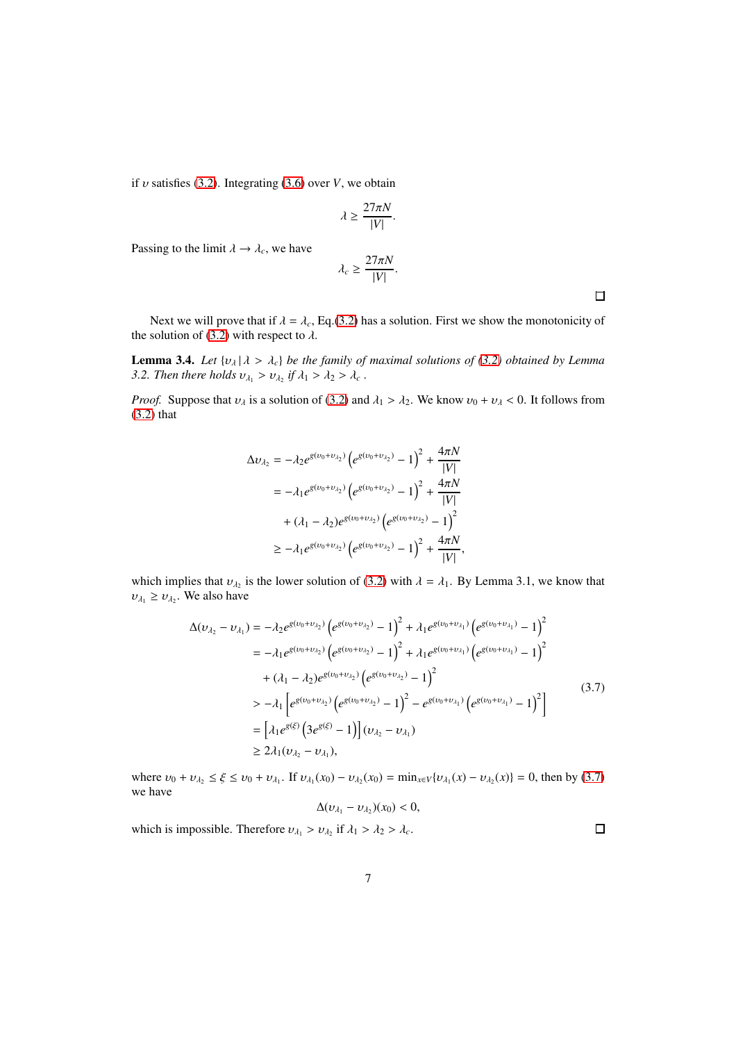if $\upsilon$ satisfies (3.2). Integrating (3.6) over $V$, we obtain

$$\lambda \geq \frac{27\pi N}{|V|}.$$

Passing to the limit $\lambda \to \lambda_c$, we have

$$\lambda_c \geq \frac{27\pi N}{|V|}.$$

□

Next we will prove that if $\lambda = \lambda_c$, Eq.(3.2) has a solution. First we show the monotonicity of the solution of (3.2) with respect to $\lambda$.

**Lemma 3.4.** *Let $\{\upsilon_\lambda \,|\, \lambda > \lambda_c\}$ be the family of maximal solutions of (3.2) obtained by Lemma 3.2. Then there holds $\upsilon_{\lambda_1} > \upsilon_{\lambda_2}$ if $\lambda_1 > \lambda_2 > \lambda_c$.*

*Proof.* Suppose that $\upsilon_\lambda$ is a solution of (3.2) and $\lambda_1 > \lambda_2$. We know $\upsilon_0 + \upsilon_\lambda < 0$. It follows from (3.2) that

$$\begin{aligned}
\Delta \upsilon_{\lambda_2} &= -\lambda_2 e^{g(\upsilon_0+\upsilon_{\lambda_2})}\left(e^{g(\upsilon_0+\upsilon_{\lambda_2})}-1\right)^2 + \frac{4\pi N}{|V|} \\
&= -\lambda_1 e^{g(\upsilon_0+\upsilon_{\lambda_2})}\left(e^{g(\upsilon_0+\upsilon_{\lambda_2})}-1\right)^2 + \frac{4\pi N}{|V|} \\
&\quad + (\lambda_1-\lambda_2) e^{g(\upsilon_0+\upsilon_{\lambda_2})}\left(e^{g(\upsilon_0+\upsilon_{\lambda_2})}-1\right)^2 \\
&\geq -\lambda_1 e^{g(\upsilon_0+\upsilon_{\lambda_2})}\left(e^{g(\upsilon_0+\upsilon_{\lambda_2})}-1\right)^2 + \frac{4\pi N}{|V|},
\end{aligned}$$

which implies that $\upsilon_{\lambda_2}$ is the lower solution of (3.2) with $\lambda = \lambda_1$. By Lemma 3.1, we know that $\upsilon_{\lambda_1} \geq \upsilon_{\lambda_2}$. We also have

$$\begin{aligned}
\Delta(\upsilon_{\lambda_2} - \upsilon_{\lambda_1}) &= -\lambda_2 e^{g(\upsilon_0+\upsilon_{\lambda_2})}\left(e^{g(\upsilon_0+\upsilon_{\lambda_2})}-1\right)^2 + \lambda_1 e^{g(\upsilon_0+\upsilon_{\lambda_1})}\left(e^{g(\upsilon_0+\upsilon_{\lambda_1})}-1\right)^2 \\
&= -\lambda_1 e^{g(\upsilon_0+\upsilon_{\lambda_2})}\left(e^{g(\upsilon_0+\upsilon_{\lambda_2})}-1\right)^2 + \lambda_1 e^{g(\upsilon_0+\upsilon_{\lambda_1})}\left(e^{g(\upsilon_0+\upsilon_{\lambda_1})}-1\right)^2 \\
&\quad + (\lambda_1-\lambda_2) e^{g(\upsilon_0+\upsilon_{\lambda_2})}\left(e^{g(\upsilon_0+\upsilon_{\lambda_2})}-1\right)^2 \\
&> -\lambda_1 \left[ e^{g(\upsilon_0+\upsilon_{\lambda_2})}\left(e^{g(\upsilon_0+\upsilon_{\lambda_2})}-1\right)^2 - e^{g(\upsilon_0+\upsilon_{\lambda_1})}\left(e^{g(\upsilon_0+\upsilon_{\lambda_1})}-1\right)^2 \right] \\
&= \left[\lambda_1 e^{g(\xi)}\left(3e^{g(\xi)}-1\right)\right](\upsilon_{\lambda_2} - \upsilon_{\lambda_1}) \\
&\geq 2\lambda_1(\upsilon_{\lambda_2} - \upsilon_{\lambda_1}),
\end{aligned} \tag{3.7}$$

where $\upsilon_0 + \upsilon_{\lambda_2} \leq \xi \leq \upsilon_0 + \upsilon_{\lambda_1}$. If $\upsilon_{\lambda_1}(x_0) - \upsilon_{\lambda_2}(x_0) = \min_{x\in V}\{\upsilon_{\lambda_1}(x) - \upsilon_{\lambda_2}(x)\} = 0$, then by (3.7) we have

$$\Delta(\upsilon_{\lambda_1} - \upsilon_{\lambda_2})(x_0) < 0,$$

which is impossible. Therefore $\upsilon_{\lambda_1} > \upsilon_{\lambda_2}$ if $\lambda_1 > \lambda_2 > \lambda_c$. □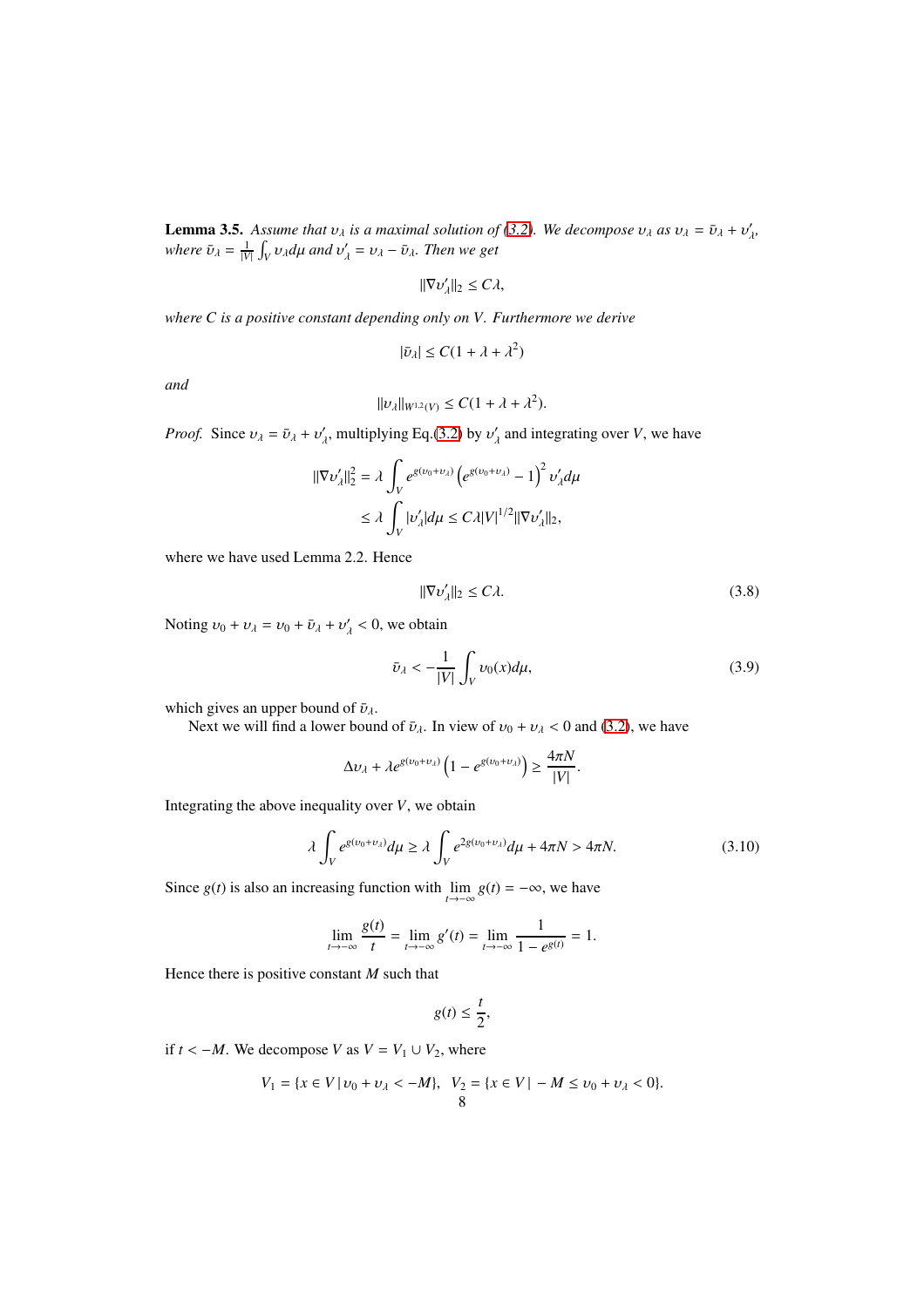**Lemma 3.5.** *Assume that $\upsilon_\lambda$ is a maximal solution of (3.2). We decompose $\upsilon_\lambda$ as $\upsilon_\lambda = \bar{\upsilon}_\lambda + \upsilon'_\lambda$, where $\bar{\upsilon}_\lambda = \frac{1}{|V|}\int_V \upsilon_\lambda d\mu$ and $\upsilon'_\lambda = \upsilon_\lambda - \bar{\upsilon}_\lambda$. Then we get*

$$\|\nabla \upsilon'_\lambda\|_2 \le C\lambda,$$

*where $C$ is a positive constant depending only on $V$. Furthermore we derive*

$$|\bar{\upsilon}_\lambda| \le C(1 + \lambda + \lambda^2)$$

*and*

$$\|\upsilon_\lambda\|_{W^{1,2}(V)} \le C(1 + \lambda + \lambda^2).$$

*Proof.* Since $\upsilon_\lambda = \bar{\upsilon}_\lambda + \upsilon'_\lambda$, multiplying Eq.(3.2) by $\upsilon'_\lambda$ and integrating over $V$, we have

$$\begin{aligned}
\|\nabla \upsilon'_\lambda\|_2^2 &= \lambda \int_V e^{g(\upsilon_0+\upsilon_\lambda)} \left(e^{g(\upsilon_0+\upsilon_\lambda)} - 1\right)^2 \upsilon'_\lambda d\mu \\
&\le \lambda \int_V |\upsilon'_\lambda| d\mu \le C\lambda |V|^{1/2} \|\nabla \upsilon'_\lambda\|_2,
\end{aligned}$$

where we have used Lemma 2.2. Hence

$$\|\nabla \upsilon'_\lambda\|_2 \le C\lambda. \tag{3.8}$$

Noting $\upsilon_0 + \upsilon_\lambda = \upsilon_0 + \bar{\upsilon}_\lambda + \upsilon'_\lambda < 0$, we obtain

$$\bar{\upsilon}_\lambda < -\frac{1}{|V|} \int_V \upsilon_0(x) d\mu, \tag{3.9}$$

which gives an upper bound of $\bar{\upsilon}_\lambda$.

Next we will find a lower bound of $\bar{\upsilon}_\lambda$. In view of $\upsilon_0 + \upsilon_\lambda < 0$ and (3.2), we have

$$\Delta \upsilon_\lambda + \lambda e^{g(\upsilon_0+\upsilon_\lambda)} \left(1 - e^{g(\upsilon_0+\upsilon_\lambda)}\right) \ge \frac{4\pi N}{|V|}.$$

Integrating the above inequality over $V$, we obtain

$$\lambda \int_V e^{g(\upsilon_0+\upsilon_\lambda)} d\mu \ge \lambda \int_V e^{2g(\upsilon_0+\upsilon_\lambda)} d\mu + 4\pi N > 4\pi N. \tag{3.10}$$

Since $g(t)$ is also an increasing function with $\lim_{t\to-\infty} g(t) = -\infty$, we have

$$\lim_{t\to-\infty} \frac{g(t)}{t} = \lim_{t\to-\infty} g'(t) = \lim_{t\to-\infty} \frac{1}{1 - e^{g(t)}} = 1.$$

Hence there is positive constant $M$ such that

$$g(t) \le \frac{t}{2},$$

if $t < -M$. We decompose $V$ as $V = V_1 \cup V_2$, where

$$V_1 = \{x \in V \,|\, \upsilon_0 + \upsilon_\lambda < -M\}, \quad V_2 = \{x \in V \,|\, -M \le \upsilon_0 + \upsilon_\lambda < 0\}.$$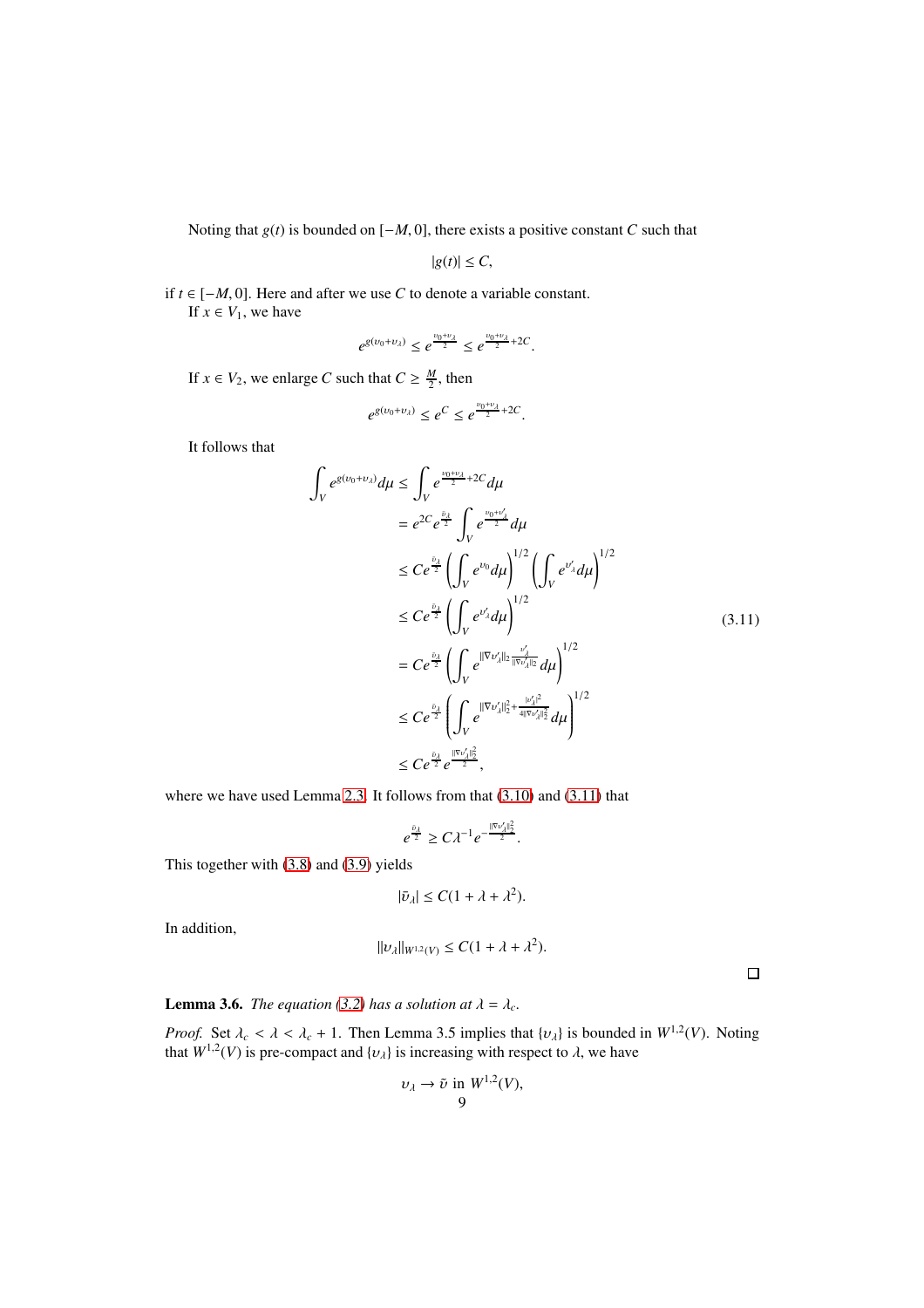Noting that $g(t)$ is bounded on $[-M, 0]$, there exists a positive constant $C$ such that

$$|g(t)| \leq C,$$

if $t \in [-M, 0]$. Here and after we use $C$ to denote a variable constant.

If $x \in V_1$, we have

$$e^{g(\upsilon_0+\upsilon_\lambda)} \leq e^{\frac{\upsilon_0+\upsilon_\lambda}{2}} \leq e^{\frac{\upsilon_0+\upsilon_\lambda}{2}+2C}.$$

If $x \in V_2$, we enlarge $C$ such that $C \geq \frac{M}{2}$, then

$$e^{g(\upsilon_0+\upsilon_\lambda)} \leq e^{C} \leq e^{\frac{\upsilon_0+\upsilon_\lambda}{2}+2C}.$$

It follows that

$$
\begin{aligned}
\int_V e^{g(\upsilon_0+\upsilon_\lambda)} d\mu &\leq \int_V e^{\frac{\upsilon_0+\upsilon_\lambda}{2}+2C} d\mu \\
&= e^{2C} e^{\frac{\bar{\upsilon}_\lambda}{2}} \int_V e^{\frac{\upsilon_0+\upsilon'_\lambda}{2}} d\mu \\
&\leq C e^{\frac{\bar{\upsilon}_\lambda}{2}} \left( \int_V e^{\upsilon_0} d\mu \right)^{1/2} \left( \int_V e^{\upsilon'_\lambda} d\mu \right)^{1/2} \\
&\leq C e^{\frac{\bar{\upsilon}_\lambda}{2}} \left( \int_V e^{\upsilon'_\lambda} d\mu \right)^{1/2} \\
&= C e^{\frac{\bar{\upsilon}_\lambda}{2}} \left( \int_V e^{\|\nabla \upsilon'_\lambda\|_2 \frac{\upsilon'_\lambda}{\|\nabla \upsilon'_\lambda\|_2}} d\mu \right)^{1/2} \\
&\leq C e^{\frac{\bar{\upsilon}_\lambda}{2}} \left( \int_V e^{\|\nabla \upsilon'_\lambda\|_2^2 + \frac{|\upsilon'_\lambda|^2}{4\|\nabla \upsilon'_\lambda\|_2^2}} d\mu \right)^{1/2} \\
&\leq C e^{\frac{\bar{\upsilon}_\lambda}{2}} e^{\frac{\|\nabla \upsilon'_\lambda\|_2^2}{2}},
\end{aligned} \tag{3.11}
$$

where we have used Lemma 2.3. It follows from that (3.10) and (3.11) that

$$e^{\frac{\bar{\upsilon}_\lambda}{2}} \geq C \lambda^{-1} e^{-\frac{\|\nabla \upsilon'_\lambda\|_2^2}{2}}.$$

This together with (3.8) and (3.9) yields

$$|\bar{\upsilon}_\lambda| \leq C(1 + \lambda + \lambda^2).$$

In addition,

$$\|\upsilon_\lambda\|_{W^{1,2}(V)} \leq C(1 + \lambda + \lambda^2).$$

□

**Lemma 3.6.** *The equation (3.2) has a solution at $\lambda = \lambda_c$.*

*Proof.* Set $\lambda_c < \lambda < \lambda_c + 1$. Then Lemma 3.5 implies that $\{\upsilon_\lambda\}$ is bounded in $W^{1,2}(V)$. Noting that $W^{1,2}(V)$ is pre-compact and $\{\upsilon_\lambda\}$ is increasing with respect to $\lambda$, we have

$$\upsilon_\lambda \to \tilde{\upsilon} \text{ in } W^{1,2}(V),$$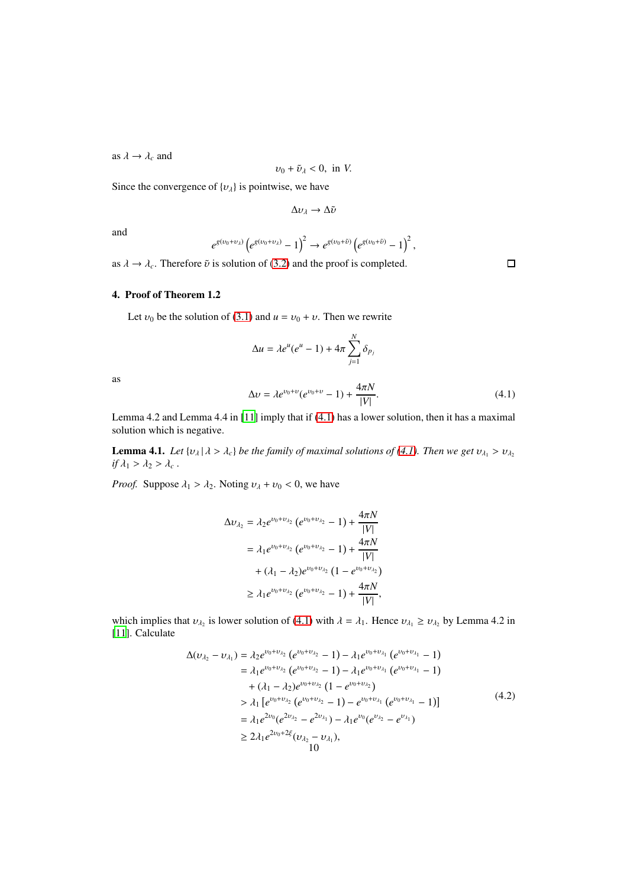as $\lambda \to \lambda_c$ and

$$\upsilon_0 + \tilde{\upsilon}_\lambda < 0, \text{ in } V.$$

Since the convergence of $\{\upsilon_\lambda\}$ is pointwise, we have

$$\Delta \upsilon_\lambda \to \Delta \tilde{\upsilon}$$

and

$$e^{g(\upsilon_0+\upsilon_\lambda)}\left(e^{g(\upsilon_0+\upsilon_\lambda)} - 1\right)^2 \to e^{g(\upsilon_0+\tilde{\upsilon})}\left(e^{g(\upsilon_0+\tilde{\upsilon})} - 1\right)^2,$$

as $\lambda \to \lambda_c$. Therefore $\tilde{\upsilon}$ is solution of (3.2) and the proof is completed. □

## 4. Proof of Theorem 1.2

Let $\upsilon_0$ be the solution of (3.1) and $u = \upsilon_0 + \upsilon$. Then we rewrite

$$\Delta u = \lambda e^u(e^u - 1) + 4\pi \sum_{j=1}^{N} \delta_{p_j}$$

as

$$\Delta \upsilon = \lambda e^{\upsilon_0+\upsilon}(e^{\upsilon_0+\upsilon} - 1) + \frac{4\pi N}{|V|}. \tag{4.1}$$

Lemma 4.2 and Lemma 4.4 in [11] imply that if (4.1) has a lower solution, then it has a maximal solution which is negative.

**Lemma 4.1.** *Let $\{\upsilon_\lambda \,|\, \lambda > \lambda_c\}$ be the family of maximal solutions of (4.1). Then we get $\upsilon_{\lambda_1} > \upsilon_{\lambda_2}$ if $\lambda_1 > \lambda_2 > \lambda_c$ .*

*Proof.* Suppose $\lambda_1 > \lambda_2$. Noting $\upsilon_\lambda + \upsilon_0 < 0$, we have

$$\begin{aligned}
\Delta \upsilon_{\lambda_2} &= \lambda_2 e^{\upsilon_0+\upsilon_{\lambda_2}}\left(e^{\upsilon_0+\upsilon_{\lambda_2}} - 1\right) + \frac{4\pi N}{|V|} \\
&= \lambda_1 e^{\upsilon_0+\upsilon_{\lambda_2}}\left(e^{\upsilon_0+\upsilon_{\lambda_2}} - 1\right) + \frac{4\pi N}{|V|} \\
&\quad + (\lambda_1 - \lambda_2) e^{\upsilon_0+\upsilon_{\lambda_2}}\left(1 - e^{\upsilon_0+\upsilon_{\lambda_2}}\right) \\
&\geq \lambda_1 e^{\upsilon_0+\upsilon_{\lambda_2}}\left(e^{\upsilon_0+\upsilon_{\lambda_2}} - 1\right) + \frac{4\pi N}{|V|},
\end{aligned}$$

which implies that $\upsilon_{\lambda_2}$ is lower solution of (4.1) with $\lambda = \lambda_1$. Hence $\upsilon_{\lambda_1} \geq \upsilon_{\lambda_2}$ by Lemma 4.2 in [11]. Calculate

$$\begin{aligned}
\Delta(\upsilon_{\lambda_2} - \upsilon_{\lambda_1}) &= \lambda_2 e^{\upsilon_0+\upsilon_{\lambda_2}}\left(e^{\upsilon_0+\upsilon_{\lambda_2}} - 1\right) - \lambda_1 e^{\upsilon_0+\upsilon_{\lambda_1}}\left(e^{\upsilon_0+\upsilon_{\lambda_1}} - 1\right) \\
&= \lambda_1 e^{\upsilon_0+\upsilon_{\lambda_2}}\left(e^{\upsilon_0+\upsilon_{\lambda_2}} - 1\right) - \lambda_1 e^{\upsilon_0+\upsilon_{\lambda_1}}\left(e^{\upsilon_0+\upsilon_{\lambda_1}} - 1\right) \\
&\quad + (\lambda_1 - \lambda_2) e^{\upsilon_0+\upsilon_{\lambda_2}}\left(1 - e^{\upsilon_0+\upsilon_{\lambda_2}}\right) \\
&> \lambda_1 \left[e^{\upsilon_0+\upsilon_{\lambda_2}}\left(e^{\upsilon_0+\upsilon_{\lambda_2}} - 1\right) - e^{\upsilon_0+\upsilon_{\lambda_1}}\left(e^{\upsilon_0+\upsilon_{\lambda_1}} - 1\right)\right] \\
&= \lambda_1 e^{2\upsilon_0}(e^{2\upsilon_{\lambda_2}} - e^{2\upsilon_{\lambda_1}}) - \lambda_1 e^{\upsilon_0}(e^{\upsilon_{\lambda_2}} - e^{\upsilon_{\lambda_1}}) \\
&\geq 2\lambda_1 e^{2\upsilon_0+2\xi}(\upsilon_{\lambda_2} - \upsilon_{\lambda_1}),
\end{aligned} \tag{4.2}$$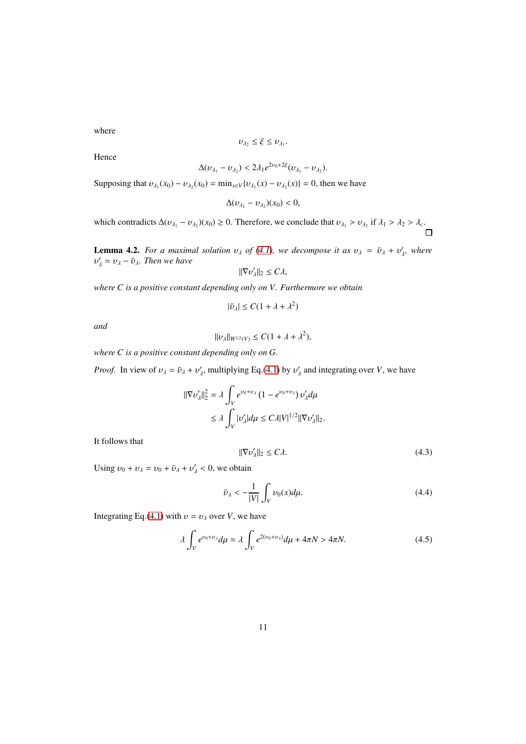where

$$\upsilon_{\lambda_2} \le \xi \le \upsilon_{\lambda_1}.$$

Hence

$$\Delta(\upsilon_{\lambda_1} - \upsilon_{\lambda_2}) < 2\lambda_1 e^{2\upsilon_0 + 2\xi}(\upsilon_{\lambda_1} - \upsilon_{\lambda_2}).$$

Supposing that $\upsilon_{\lambda_1}(x_0) - \upsilon_{\lambda_2}(x_0) = \min_{x \in V}\{\upsilon_{\lambda_1}(x) - \upsilon_{\lambda_2}(x)\} = 0$, then we have

$$\Delta(\upsilon_{\lambda_1} - \upsilon_{\lambda_2})(x_0) < 0,$$

which contradicts $\Delta(\upsilon_{\lambda_1} - \upsilon_{\lambda_2})(x_0) \ge 0$. Therefore, we conclude that $\upsilon_{\lambda_1} > \upsilon_{\lambda_2}$ if $\lambda_1 > \lambda_2 > \lambda_c$. $\square$

**Lemma 4.2.** *For a maximal solution $\upsilon_\lambda$ of (4.1), we decompose it as $\upsilon_\lambda = \bar{\upsilon}_\lambda + \upsilon'_\lambda$, where $\upsilon'_\lambda = \upsilon_\lambda - \bar{\upsilon}_\lambda$. Then we have*

$$\|\nabla \upsilon'_\lambda\|_2 \le C\lambda,$$

*where $C$ is a positive constant depending only on $V$. Furthermore we obtain*

$$|\bar{\upsilon}_\lambda| \le C(1 + \lambda + \lambda^2)$$

*and*

$$\|\upsilon_\lambda\|_{W^{1,2}(V)} \le C(1 + \lambda + \lambda^2),$$

*where $C$ is a positive constant depending only on $G$.*

*Proof.* In view of $\upsilon_\lambda = \bar{\upsilon}_\lambda + \upsilon'_\lambda$, multiplying Eq.(4.1) by $\upsilon'_\lambda$ and integrating over $V$, we have

$$\begin{aligned}
\|\nabla \upsilon'_\lambda\|_2^2 &= \lambda \int_V e^{\upsilon_0 + \upsilon_\lambda}\left(1 - e^{\upsilon_0 + \upsilon_\lambda}\right)\upsilon'_\lambda d\mu \\
&\le \lambda \int_V |\upsilon'_\lambda| d\mu \le C\lambda |V|^{1/2} \|\nabla \upsilon'_\lambda\|_2.
\end{aligned}$$

It follows that

$$\|\nabla \upsilon'_\lambda\|_2 \le C\lambda. \tag{4.3}$$

Using $\upsilon_0 + \upsilon_\lambda = \upsilon_0 + \bar{\upsilon}_\lambda + \upsilon'_\lambda < 0$, we obtain

$$\bar{\upsilon}_\lambda < -\frac{1}{|V|}\int_V \upsilon_0(x) d\mu. \tag{4.4}$$

Integrating Eq.(4.1) with $\upsilon = \upsilon_\lambda$ over $V$, we have

$$\lambda \int_V e^{\upsilon_0 + \upsilon_\lambda} d\mu = \lambda \int_V e^{2(\upsilon_0 + \upsilon_\lambda)} d\mu + 4\pi N > 4\pi N. \tag{4.5}$$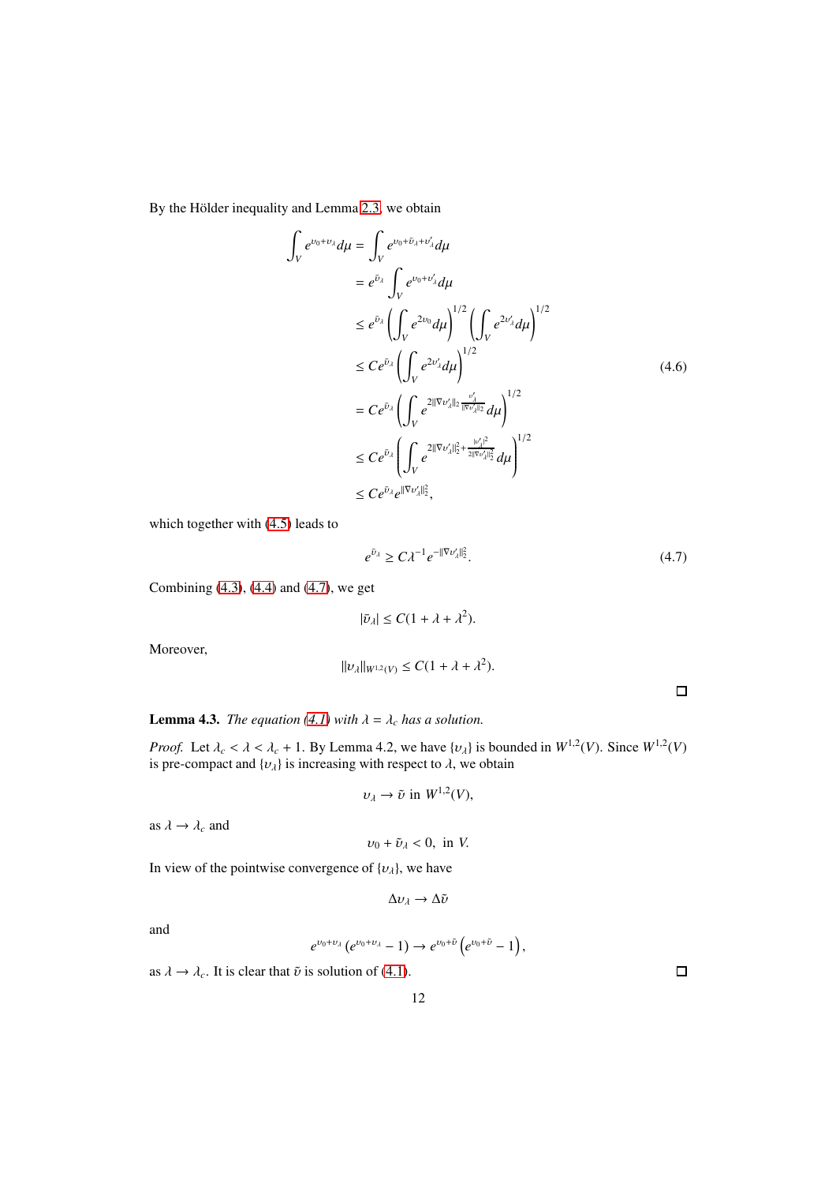By the Hölder inequality and Lemma 2.3, we obtain

$$
\begin{aligned}
\int_V e^{\upsilon_0+\upsilon_\lambda} d\mu &= \int_V e^{\upsilon_0+\bar{\upsilon}_\lambda+\upsilon'_\lambda} d\mu \\
&= e^{\bar{\upsilon}_\lambda} \int_V e^{\upsilon_0+\upsilon'_\lambda} d\mu \\
&\leq e^{\bar{\upsilon}_\lambda} \left( \int_V e^{2\upsilon_0} d\mu \right)^{1/2} \left( \int_V e^{2\upsilon'_\lambda} d\mu \right)^{1/2} \\
&\leq C e^{\bar{\upsilon}_\lambda} \left( \int_V e^{2\upsilon'_\lambda} d\mu \right)^{1/2} \\
&= C e^{\bar{\upsilon}_\lambda} \left( \int_V e^{2\|\nabla \upsilon'_\lambda\|_2 \frac{\upsilon'_\lambda}{\|\nabla \upsilon'_\lambda\|_2}} d\mu \right)^{1/2} \\
&\leq C e^{\bar{\upsilon}_\lambda} \left( \int_V e^{2\|\nabla \upsilon'_\lambda\|_2^2 + \frac{|\upsilon'_\lambda|^2}{2\|\nabla \upsilon'_\lambda\|_2^2}} d\mu \right)^{1/2} \\
&\leq C e^{\bar{\upsilon}_\lambda} e^{\|\nabla \upsilon'_\lambda\|_2^2},
\end{aligned}
\tag{4.6}
$$

which together with (4.5) leads to

$$
e^{\bar{\upsilon}_\lambda} \geq C\lambda^{-1} e^{-\|\nabla \upsilon'_\lambda\|_2^2}. \tag{4.7}
$$

Combining (4.3), (4.4) and (4.7), we get

$$
|\bar{\upsilon}_\lambda| \leq C(1 + \lambda + \lambda^2).
$$

Moreover,

$$
\|\upsilon_\lambda\|_{W^{1,2}(V)} \leq C(1 + \lambda + \lambda^2).
$$

□

**Lemma 4.3.** *The equation (4.1) with $\lambda = \lambda_c$ has a solution.*

*Proof.* Let $\lambda_c < \lambda < \lambda_c + 1$. By Lemma 4.2, we have $\{\upsilon_\lambda\}$ is bounded in $W^{1,2}(V)$. Since $W^{1,2}(V)$ is pre-compact and $\{\upsilon_\lambda\}$ is increasing with respect to $\lambda$, we obtain

$$
\upsilon_\lambda \to \tilde{\upsilon} \text{ in } W^{1,2}(V),
$$

as $\lambda \to \lambda_c$ and

$$
\upsilon_0 + \tilde{\upsilon}_\lambda < 0, \text{ in } V.
$$

In view of the pointwise convergence of $\{\upsilon_\lambda\}$, we have

$$
\Delta \upsilon_\lambda \to \Delta \tilde{\upsilon}
$$

and

$$
e^{\upsilon_0+\upsilon_\lambda}\left(e^{\upsilon_0+\upsilon_\lambda} - 1\right) \to e^{\upsilon_0+\tilde{\upsilon}}\left(e^{\upsilon_0+\tilde{\upsilon}} - 1\right),
$$

as $\lambda \to \lambda_c$. It is clear that $\tilde{\upsilon}$ is solution of (4.1). □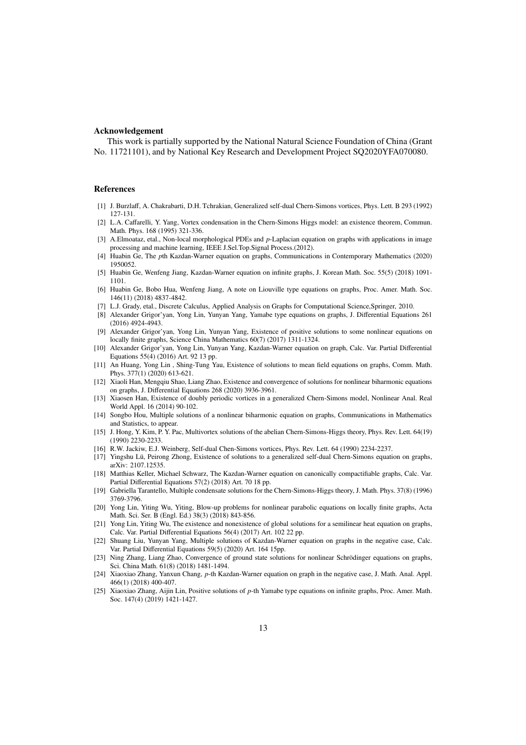## Acknowledgement

This work is partially supported by the National Natural Science Foundation of China (Grant No. 11721101), and by National Key Research and Development Project SQ2020YFA070080.

## References

[1] J. Burzlaff, A. Chakrabarti, D.H. Tchrakian, Generalized self-dual Chern-Simons vortices, Phys. Lett. B 293 (1992) 127-131.

[2] L.A. Caffarelli, Y. Yang, Vortex condensation in the Chern-Simons Higgs model: an existence theorem, Commun. Math. Phys. 168 (1995) 321-336.

[3] A.Elmoataz, etal., Non-local morphological PDEs and $p$-Laplacian equation on graphs with applications in image processing and machine learning, IEEE J.Sel.Top.Signal Process.(2012).

[4] Huabin Ge, The $p$th Kazdan-Warner equation on graphs, Communications in Contemporary Mathematics (2020) 1950052.

[5] Huabin Ge, Wenfeng Jiang, Kazdan-Warner equation on infinite graphs, J. Korean Math. Soc. 55(5) (2018) 1091-1101.

[6] Huabin Ge, Bobo Hua, Wenfeng Jiang, A note on Liouville type equations on graphs, Proc. Amer. Math. Soc. 146(11) (2018) 4837-4842.

[7] L.J. Grady, etal., Discrete Calculus, Applied Analysis on Graphs for Computational Science,Springer, 2010.

[8] Alexander Grigor'yan, Yong Lin, Yunyan Yang, Yamabe type equations on graphs, J. Differential Equations 261 (2016) 4924-4943.

[9] Alexander Grigor'yan, Yong Lin, Yunyan Yang, Existence of positive solutions to some nonlinear equations on locally finite graphs, Science China Mathematics 60(7) (2017) 1311-1324.

[10] Alexander Grigor'yan, Yong Lin, Yunyan Yang, Kazdan-Warner equation on graph, Calc. Var. Partial Differential Equations 55(4) (2016) Art. 92 13 pp.

[11] An Huang, Yong Lin , Shing-Tung Yau, Existence of solutions to mean field equations on graphs, Comm. Math. Phys. 377(1) (2020) 613-621.

[12] Xiaoli Han, Mengqiu Shao, Liang Zhao, Existence and convergence of solutions for nonlinear biharmonic equations on graphs, J. Differential Equations 268 (2020) 3936-3961.

[13] Xiaosen Han, Existence of doubly periodic vortices in a generalized Chern-Simons model, Nonlinear Anal. Real World Appl. 16 (2014) 90-102.

[14] Songbo Hou, Multiple solutions of a nonlinear biharmonic equation on graphs, Communications in Mathematics and Statistics, to appear.

[15] J. Hong, Y. Kim, P. Y. Pac, Multivortex solutions of the abelian Chern-Simons-Higgs theory, Phys. Rev. Lett. 64(19) (1990) 2230-2233.

[16] R.W. Jackiw, E.J. Weinberg, Self-dual Chen-Simons vortices, Phys. Rev. Lett. 64 (1990) 2234-2237.

[17] Yingshu Lü, Peirong Zhong, Existence of solutions to a generalized self-dual Chern-Simons equation on graphs, arXiv: 2107.12535.

[18] Matthias Keller, Michael Schwarz, The Kazdan-Warner equation on canonically compactifiable graphs, Calc. Var. Partial Differential Equations 57(2) (2018) Art. 70 18 pp.

[19] Gabriella Tarantello, Multiple condensate solutions for the Chern-Simons-Higgs theory, J. Math. Phys. 37(8) (1996) 3769-3796.

[20] Yong Lin, Yiting Wu, Yiting, Blow-up problems for nonlinear parabolic equations on locally finite graphs, Acta Math. Sci. Ser. B (Engl. Ed.) 38(3) (2018) 843-856.

[21] Yong Lin, Yiting Wu, The existence and nonexistence of global solutions for a semilinear heat equation on graphs, Calc. Var. Partial Differential Equations 56(4) (2017) Art. 102 22 pp.

[22] Shuang Liu, Yunyan Yang, Multiple solutions of Kazdan-Warner equation on graphs in the negative case, Calc. Var. Partial Differential Equations 59(5) (2020) Art. 164 15pp.

[23] Ning Zhang, Liang Zhao, Convergence of ground state solutions for nonlinear Schrödinger equations on graphs, Sci. China Math. 61(8) (2018) 1481-1494.

[24] Xiaoxiao Zhang, Yanxun Chang, $p$-th Kazdan-Warner equation on graph in the negative case, J. Math. Anal. Appl. 466(1) (2018) 400-407.

[25] Xiaoxiao Zhang, Aijin Lin, Positive solutions of $p$-th Yamabe type equations on infinite graphs, Proc. Amer. Math. Soc. 147(4) (2019) 1421-1427.